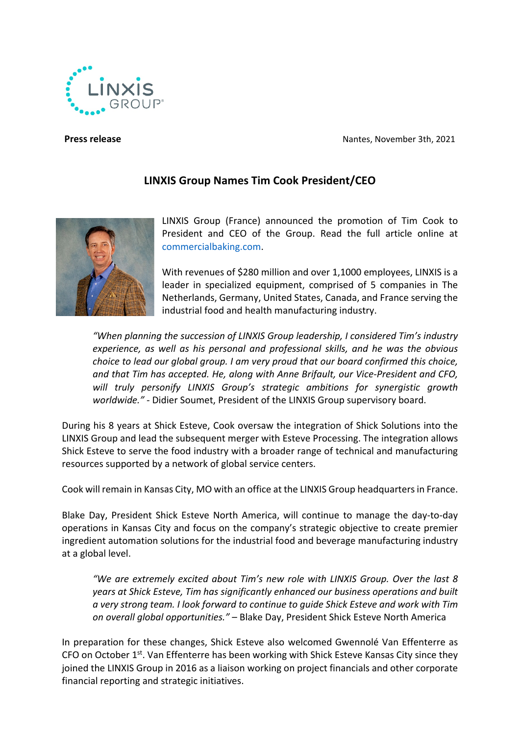**Press release**

Nantes, November 3th, 2021

## LINXIS Group Names Tim Cook President/CEO

LINXIS Group (France) announced the promotion of Tim Cook to President and CEO of the Group. Read the full article online at commercialbaking.com.

With revenues of $280 million and over 1,1000 employees, LINXIS is a leader in specialized equipment, comprised of 5 companies in The Netherlands, Germany, United States, Canada, and France serving the industrial food and health manufacturing industry.

> *"When planning the succession of LINXIS Group leadership, I considered Tim's industry experience, as well as his personal and professional skills, and he was the obvious choice to lead our global group. I am very proud that our board confirmed this choice, and that Tim has accepted. He, along with Anne Brifault, our Vice-President and CFO, will truly personify LINXIS Group's strategic ambitions for synergistic growth worldwide."* - Didier Soumet, President of the LINXIS Group supervisory board.

During his 8 years at Shick Esteve, Cook oversaw the integration of Shick Solutions into the LINXIS Group and lead the subsequent merger with Esteve Processing. The integration allows Shick Esteve to serve the food industry with a broader range of technical and manufacturing resources supported by a network of global service centers.

Cook will remain in Kansas City, MO with an office at the LINXIS Group headquarters in France.

Blake Day, President Shick Esteve North America, will continue to manage the day-to-day operations in Kansas City and focus on the company's strategic objective to create premier ingredient automation solutions for the industrial food and beverage manufacturing industry at a global level.

> *"We are extremely excited about Tim's new role with LINXIS Group. Over the last 8 years at Shick Esteve, Tim has significantly enhanced our business operations and built a very strong team. I look forward to continue to guide Shick Esteve and work with Tim on overall global opportunities."* – Blake Day, President Shick Esteve North America

In preparation for these changes, Shick Esteve also welcomed Gwennolé Van Effenterre as CFO on October 1st. Van Effenterre has been working with Shick Esteve Kansas City since they joined the LINXIS Group in 2016 as a liaison working on project financials and other corporate financial reporting and strategic initiatives.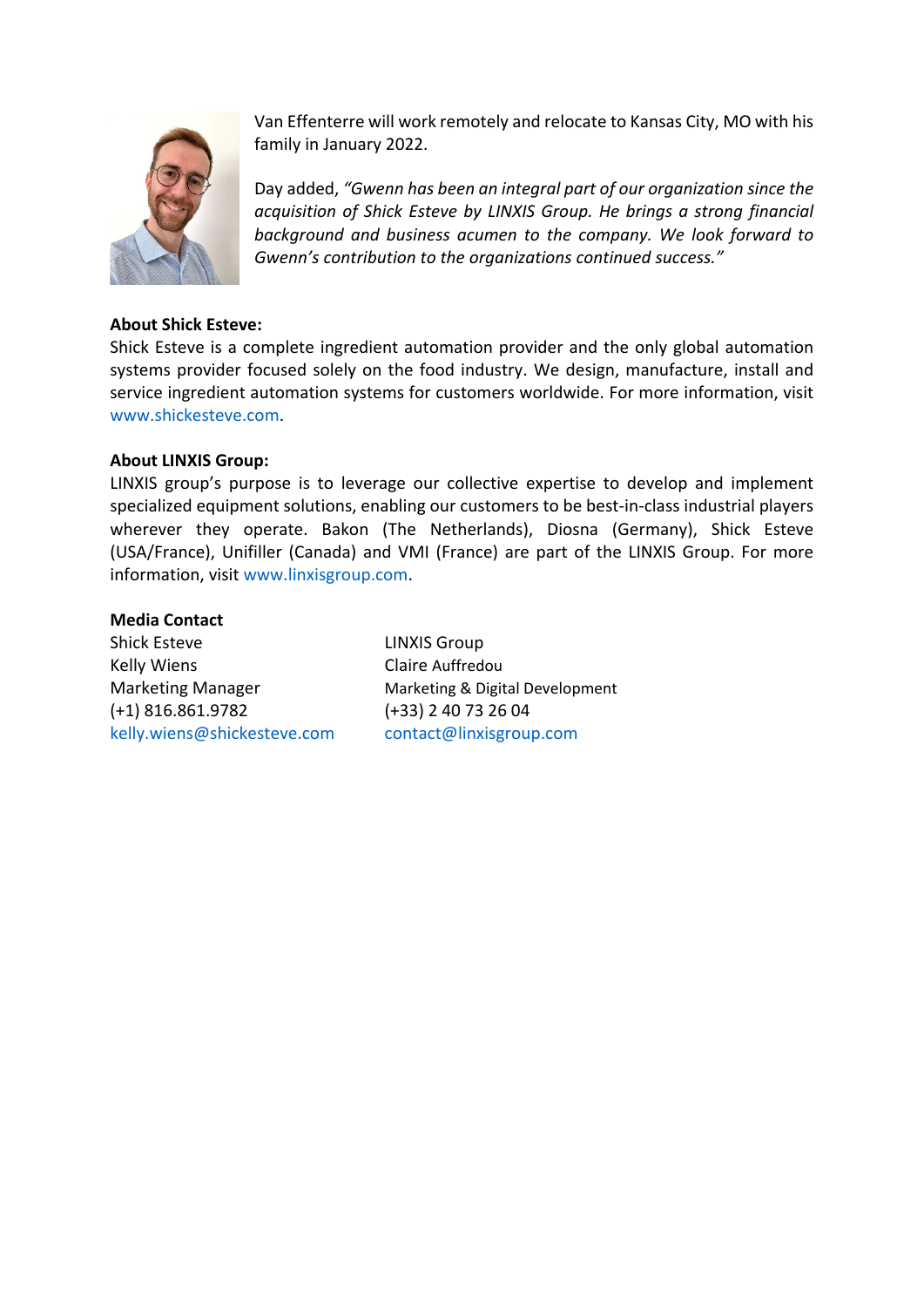Van Effenterre will work remotely and relocate to Kansas City, MO with his family in January 2022.

Day added, *"Gwenn has been an integral part of our organization since the acquisition of Shick Esteve by LINXIS Group. He brings a strong financial background and business acumen to the company. We look forward to Gwenn's contribution to the organizations continued success."*

**About Shick Esteve:**
Shick Esteve is a complete ingredient automation provider and the only global automation systems provider focused solely on the food industry. We design, manufacture, install and service ingredient automation systems for customers worldwide. For more information, visit www.shickesteve.com.

**About LINXIS Group:**
LINXIS group's purpose is to leverage our collective expertise to develop and implement specialized equipment solutions, enabling our customers to be best-in-class industrial players wherever they operate. Bakon (The Netherlands), Diosna (Germany), Shick Esteve (USA/France), Unifiller (Canada) and VMI (France) are part of the LINXIS Group. For more information, visit www.linxisgroup.com.

**Media Contact**

Shick Esteve
Kelly Wiens
Marketing Manager
(+1) 816.861.9782
kelly.wiens@shickesteve.com

LINXIS Group
Claire Auffredou
Marketing & Digital Development
(+33) 2 40 73 26 04
contact@linxisgroup.com